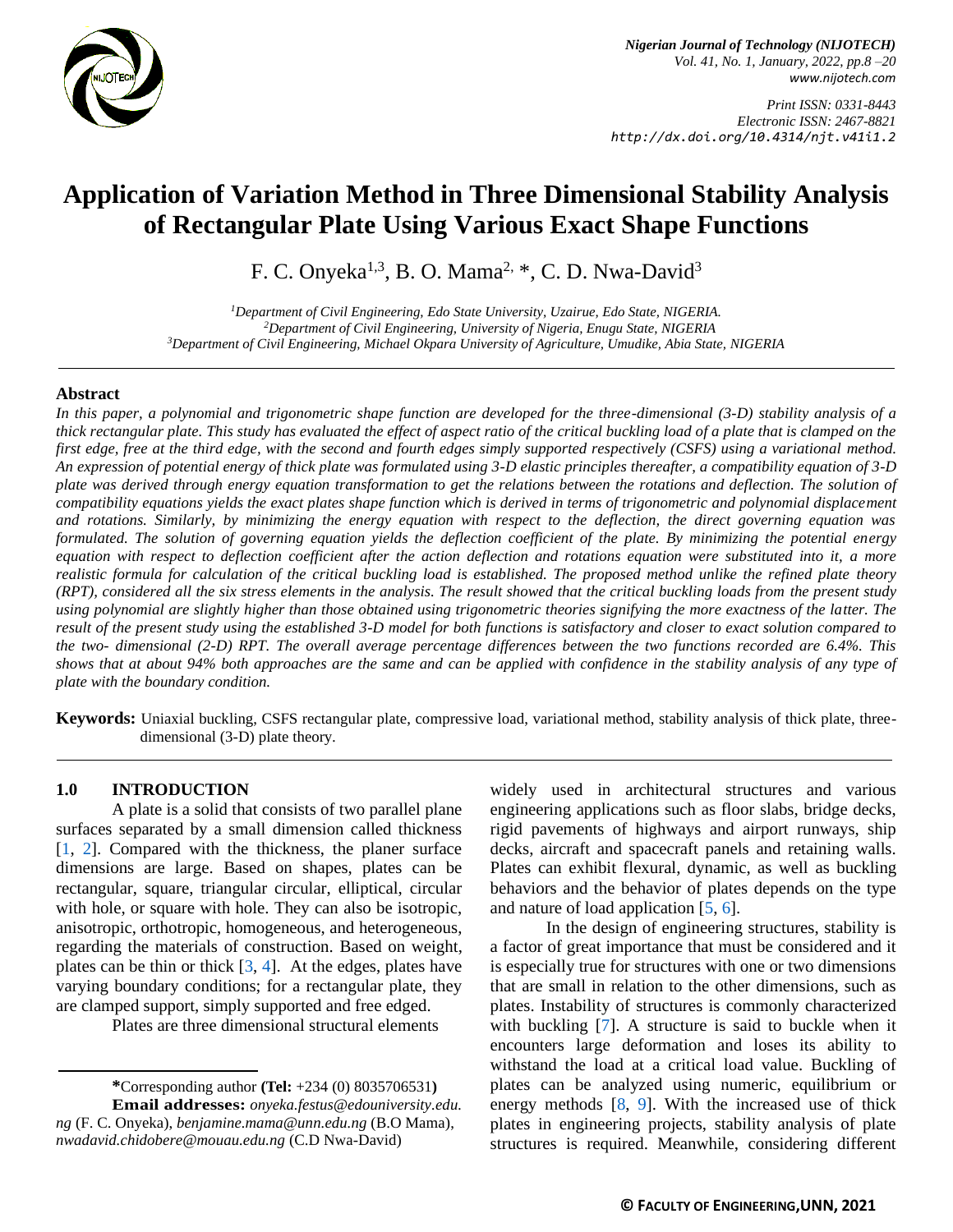# Application of Variation Method in Three Dimensional Stability Analysis of Rectangular Plate Using Various Exact Shape Functions

F. C. Onyeka[1,3], B. O. Mama[2,*], C. D. Nwa-David[3]

[1]Department of Civil Engineering, Edo State University, Uzairue, Edo State, NIGERIA.
[2]Department of Civil Engineering, University of Nigeria, Enugu State, NIGERIA
[3]Department of Civil Engineering, Michael Okpara University of Agriculture, Umudike, Abia State, NIGERIA

## Abstract

*In this paper, a polynomial and trigonometric shape function are developed for the three-dimensional (3-D) stability analysis of a thick rectangular plate. This study has evaluated the effect of aspect ratio of the critical buckling load of a plate that is clamped on the first edge, free at the third edge, with the second and fourth edges simply supported respectively (CSFS) using a variational method. An expression of potential energy of thick plate was formulated using 3-D elastic principles thereafter, a compatibility equation of 3-D plate was derived through energy equation transformation to get the relations between the rotations and deflection. The solution of compatibility equations yields the exact plates shape function which is derived in terms of trigonometric and polynomial displacement and rotations. Similarly, by minimizing the energy equation with respect to the deflection, the direct governing equation was formulated. The solution of governing equation yields the deflection coefficient of the plate. By minimizing the potential energy equation with respect to deflection coefficient after the action deflection and rotations equation were substituted into it, a more realistic formula for calculation of the critical buckling load is established. The proposed method unlike the refined plate theory (RPT), considered all the six stress elements in the analysis. The result showed that the critical buckling loads from the present study using polynomial are slightly higher than those obtained using trigonometric theories signifying the more exactness of the latter. The result of the present study using the established 3-D model for both functions is satisfactory and closer to exact solution compared to the two- dimensional (2-D) RPT. The overall average percentage differences between the two functions recorded are 6.4%. This shows that at about 94% both approaches are the same and can be applied with confidence in the stability analysis of any type of plate with the boundary condition.*

**Keywords:** Uniaxial buckling, CSFS rectangular plate, compressive load, variational method, stability analysis of thick plate, three-dimensional (3-D) plate theory.

## 1.0 INTRODUCTION

A plate is a solid that consists of two parallel plane surfaces separated by a small dimension called thickness [1, 2]. Compared with the thickness, the planer surface dimensions are large. Based on shapes, plates can be rectangular, square, triangular circular, elliptical, circular with hole, or square with hole. They can also be isotropic, anisotropic, orthotropic, homogeneous, and heterogeneous, regarding the materials of construction. Based on weight, plates can be thin or thick [3, 4]. At the edges, plates have varying boundary conditions; for a rectangular plate, they are clamped support, simply supported and free edged.

Plates are three dimensional structural elements widely used in architectural structures and various engineering applications such as floor slabs, bridge decks, rigid pavements of highways and airport runways, ship decks, aircraft and spacecraft panels and retaining walls. Plates can exhibit flexural, dynamic, as well as buckling behaviors and the behavior of plates depends on the type and nature of load application [5, 6].

In the design of engineering structures, stability is a factor of great importance that must be considered and it is especially true for structures with one or two dimensions that are small in relation to the other dimensions, such as plates. Instability of structures is commonly characterized with buckling [7]. A structure is said to buckle when it encounters large deformation and loses its ability to withstand the load at a critical load value. Buckling of plates can be analyzed using numeric, equilibrium or energy methods [8, 9]. With the increased use of thick plates in engineering projects, stability analysis of plate structures is required. Meanwhile, considering different

**\***Corresponding author **(Tel:** +234 (0) 8035706531**)**
**Email addresses:** *onyeka.festus@edouniversity.edu.ng* (F. C. Onyeka), *benjamine.mama@unn.edu.ng* (B.O Mama), *nwadavid.chidobere@mouau.edu.ng* (C.D Nwa-David)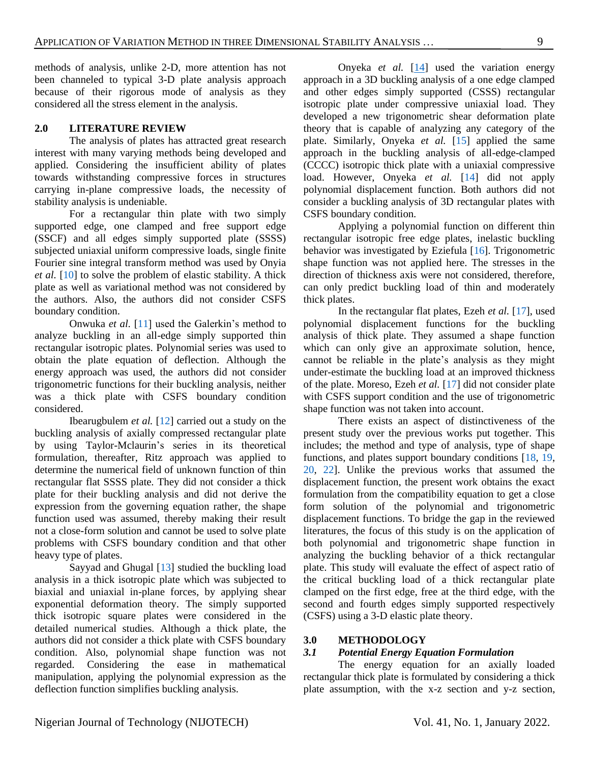methods of analysis, unlike 2-D, more attention has not been channeled to typical 3-D plate analysis approach because of their rigorous mode of analysis as they considered all the stress element in the analysis.

## 2.0 LITERATURE REVIEW

The analysis of plates has attracted great research interest with many varying methods being developed and applied. Considering the insufficient ability of plates towards withstanding compressive forces in structures carrying in-plane compressive loads, the necessity of stability analysis is undeniable.

For a rectangular thin plate with two simply supported edge, one clamped and free support edge (SSCF) and all edges simply supported plate (SSSS) subjected uniaxial uniform compressive loads, single finite Fourier sine integral transform method was used by Onyia *et al.* [10] to solve the problem of elastic stability. A thick plate as well as variational method was not considered by the authors. Also, the authors did not consider CSFS boundary condition.

Onwuka *et al.* [11] used the Galerkin's method to analyze buckling in an all-edge simply supported thin rectangular isotropic plates. Polynomial series was used to obtain the plate equation of deflection. Although the energy approach was used, the authors did not consider trigonometric functions for their buckling analysis, neither was a thick plate with CSFS boundary condition considered.

Ibearugbulem *et al.* [12] carried out a study on the buckling analysis of axially compressed rectangular plate by using Taylor-Mclaurin's series in its theoretical formulation, thereafter, Ritz approach was applied to determine the numerical field of unknown function of thin rectangular flat SSSS plate. They did not consider a thick plate for their buckling analysis and did not derive the expression from the governing equation rather, the shape function used was assumed, thereby making their result not a close-form solution and cannot be used to solve plate problems with CSFS boundary condition and that other heavy type of plates.

Sayyad and Ghugal [13] studied the buckling load analysis in a thick isotropic plate which was subjected to biaxial and uniaxial in-plane forces, by applying shear exponential deformation theory. The simply supported thick isotropic square plates were considered in the detailed numerical studies. Although a thick plate, the authors did not consider a thick plate with CSFS boundary condition. Also, polynomial shape function was not regarded. Considering the ease in mathematical manipulation, applying the polynomial expression as the deflection function simplifies buckling analysis.

Onyeka *et al.* [14] used the variation energy approach in a 3D buckling analysis of a one edge clamped and other edges simply supported (CSSS) rectangular isotropic plate under compressive uniaxial load. They developed a new trigonometric shear deformation plate theory that is capable of analyzing any category of the plate. Similarly, Onyeka *et al.* [15] applied the same approach in the buckling analysis of all-edge-clamped (CCCC) isotropic thick plate with a uniaxial compressive load. However, Onyeka *et al.* [14] did not apply polynomial displacement function. Both authors did not consider a buckling analysis of 3D rectangular plates with CSFS boundary condition.

Applying a polynomial function on different thin rectangular isotropic free edge plates, inelastic buckling behavior was investigated by Eziefula [16]. Trigonometric shape function was not applied here. The stresses in the direction of thickness axis were not considered, therefore, can only predict buckling load of thin and moderately thick plates.

In the rectangular flat plates, Ezeh *et al.* [17], used polynomial displacement functions for the buckling analysis of thick plate. They assumed a shape function which can only give an approximate solution, hence, cannot be reliable in the plate's analysis as they might under-estimate the buckling load at an improved thickness of the plate. Moreso, Ezeh *et al.* [17] did not consider plate with CSFS support condition and the use of trigonometric shape function was not taken into account.

There exists an aspect of distinctiveness of the present study over the previous works put together. This includes; the method and type of analysis, type of shape functions, and plates support boundary conditions [18, 19, 20, 22]. Unlike the previous works that assumed the displacement function, the present work obtains the exact formulation from the compatibility equation to get a close form solution of the polynomial and trigonometric displacement functions. To bridge the gap in the reviewed literatures, the focus of this study is on the application of both polynomial and trigonometric shape function in analyzing the buckling behavior of a thick rectangular plate. This study will evaluate the effect of aspect ratio of the critical buckling load of a thick rectangular plate clamped on the first edge, free at the third edge, with the second and fourth edges simply supported respectively (CSFS) using a 3-D elastic plate theory.

## 3.0 METHODOLOGY

### *3.1 Potential Energy Equation Formulation*

The energy equation for an axially loaded rectangular thick plate is formulated by considering a thick plate assumption, with the x-z section and y-z section,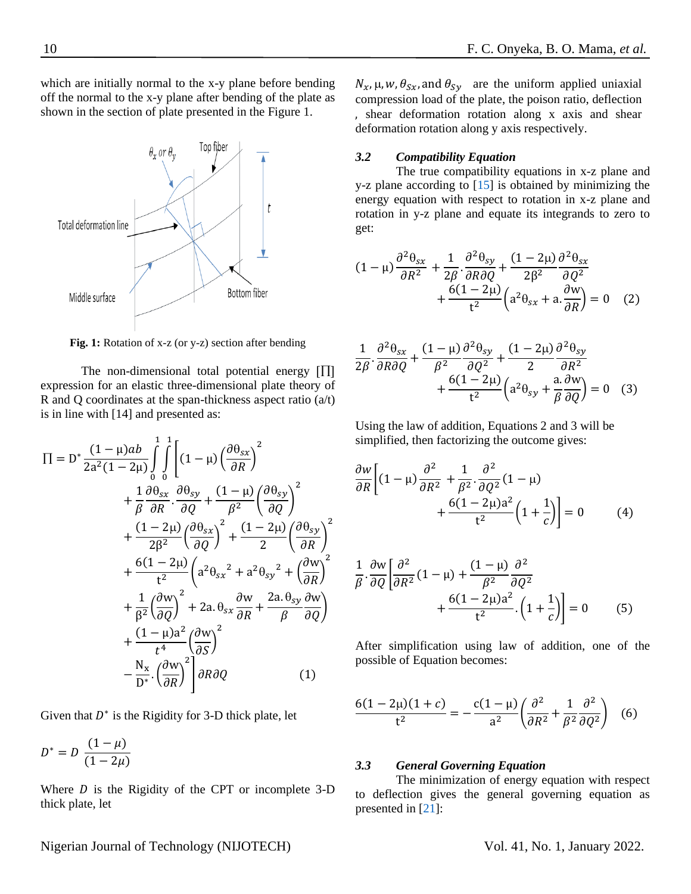which are initially normal to the x-y plane before bending off the normal to the x-y plane after bending of the plate as shown in the section of plate presented in the Figure 1.

**Fig. 1:** Rotation of x-z (or y-z) section after bending

The non-dimensional total potential energy [∏] expression for an elastic three-dimensional plate theory of R and Q coordinates at the span-thickness aspect ratio (a/t) is in line with [14] and presented as:

$$
\begin{aligned}
\prod = D^{*}\frac{(1-\mu)ab}{2a^2(1-2\mu)}\int_0^1\int_0^1 \Bigg[ & (1-\mu)\left(\frac{\partial\theta_{sx}}{\partial R}\right)^2 \\
& + \frac{1}{\beta}\frac{\partial\theta_{sx}}{\partial R}\cdot\frac{\partial\theta_{sy}}{\partial Q} + \frac{(1-\mu)}{\beta^2}\left(\frac{\partial\theta_{sy}}{\partial Q}\right)^2 \\
& + \frac{(1-2\mu)}{2\beta^2}\left(\frac{\partial\theta_{sx}}{\partial Q}\right)^2 + \frac{(1-2\mu)}{2}\left(\frac{\partial\theta_{sy}}{\partial R}\right)^2 \\
& + \frac{6(1-2\mu)}{t^2}\Bigg(a^2{\theta_{sx}}^2 + a^2{\theta_{sy}}^2 + \left(\frac{\partial w}{\partial R}\right)^2 \\
& + \frac{1}{\beta^2}\left(\frac{\partial w}{\partial Q}\right)^2 + 2a.\theta_{sx}\frac{\partial w}{\partial R} + \frac{2a.\theta_{sy}}{\beta}\frac{\partial w}{\partial Q}\Bigg) \\
& + \frac{(1-\mu)a^2}{t^4}\left(\frac{\partial w}{\partial S}\right)^2 \\
& - \frac{N_x}{D^*}\cdot\left(\frac{\partial w}{\partial R}\right)^2\Bigg]\partial R\partial Q \qquad (1)
\end{aligned}
$$

Given that $D^*$ is the Rigidity for 3-D thick plate, let

$$D^* = D\ \frac{(1-\mu)}{(1-2\mu)}$$

Where $D$ is the Rigidity of the CPT or incomplete 3-D thick plate, let

$N_x, \mu, w, \theta_{Sx}$, and $\theta_{Sy}$ are the uniform applied uniaxial compression load of the plate, the poison ratio, deflection , shear deformation rotation along x axis and shear deformation rotation along y axis respectively.

### 3.2 *Compatibility Equation*

The true compatibility equations in x-z plane and y-z plane according to [15] is obtained by minimizing the energy equation with respect to rotation in x-z plane and rotation in y-z plane and equate its integrands to zero to get:

$$(1-\mu)\frac{\partial^2\theta_{sx}}{\partial R^2} + \frac{1}{2\beta}\cdot\frac{\partial^2\theta_{sy}}{\partial R\partial Q} + \frac{(1-2\mu)}{2\beta^2}\frac{\partial^2\theta_{sx}}{\partial Q^2} + \frac{6(1-2\mu)}{t^2}\left(a^2\theta_{sx} + a.\frac{\partial w}{\partial R}\right) = 0 \quad (2)$$

$$\frac{1}{2\beta}\cdot\frac{\partial^2\theta_{sx}}{\partial R\partial Q} + \frac{(1-\mu)}{\beta^2}\frac{\partial^2\theta_{sy}}{\partial Q^2} + \frac{(1-2\mu)}{2}\frac{\partial^2\theta_{sy}}{\partial R^2} + \frac{6(1-2\mu)}{t^2}\left(a^2\theta_{sy} + \frac{a.\partial w}{\beta\ \partial Q}\right) = 0 \quad (3)$$

Using the law of addition, Equations 2 and 3 will be simplified, then factorizing the outcome gives:

$$\frac{\partial w}{\partial R}\left[(1-\mu)\frac{\partial^2}{\partial R^2} + \frac{1}{\beta^2}\cdot\frac{\partial^2}{\partial Q^2}(1-\mu) + \frac{6(1-2\mu)a^2}{t^2}\left(1+\frac{1}{c}\right)\right] = 0 \qquad (4)$$

$$\frac{1}{\beta}\cdot\frac{\partial w}{\partial Q}\left[\frac{\partial^2}{\partial R^2}(1-\mu) + \frac{(1-\mu)}{\beta^2}\frac{\partial^2}{\partial Q^2} + \frac{6(1-2\mu)a^2}{t^2}\cdot\left(1+\frac{1}{c}\right)\right] = 0 \qquad (5)$$

After simplification using law of addition, one of the possible of Equation becomes:

$$\frac{6(1-2\mu)(1+c)}{t^2} = -\frac{c(1-\mu)}{a^2}\left(\frac{\partial^2}{\partial R^2} + \frac{1}{\beta^2}\frac{\partial^2}{\partial Q^2}\right) \quad (6)$$

### 3.3 *General Governing Equation*

The minimization of energy equation with respect to deflection gives the general governing equation as presented in [21]: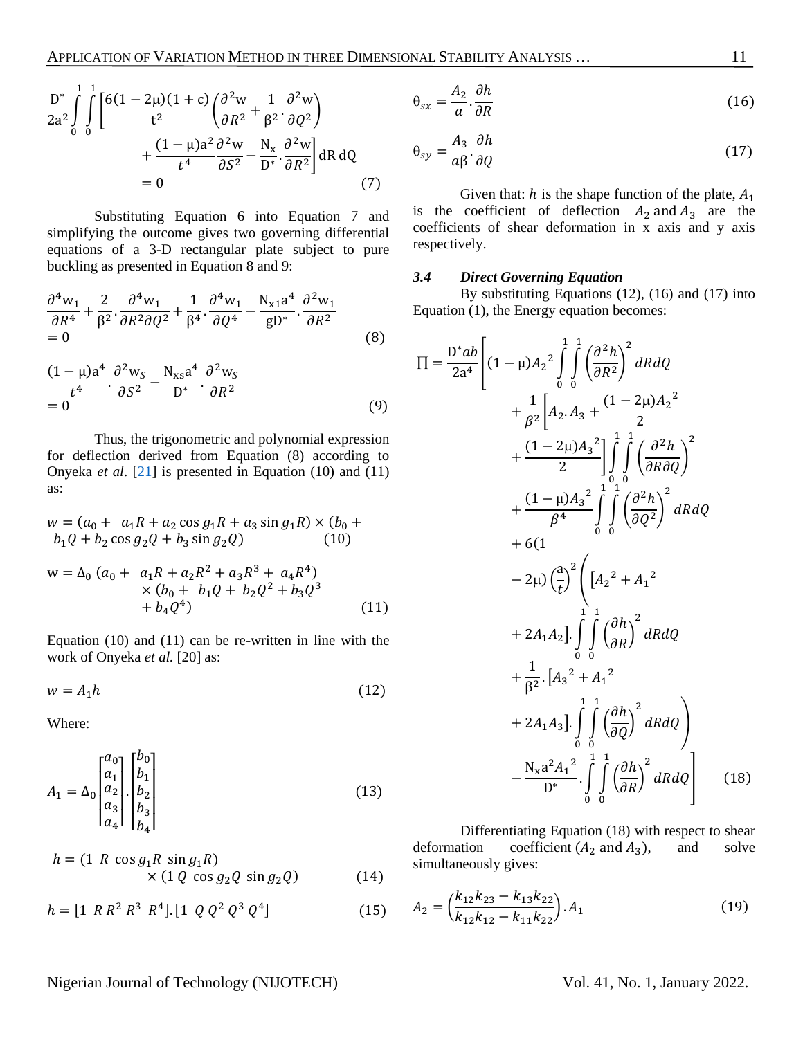$$\frac{D^*}{2a^2}\int_0^1\int_0^1\left[\frac{6(1-2\mu)(1+c)}{t^2}\left(\frac{\partial^2 w}{\partial R^2}+\frac{1}{\beta^2}\cdot\frac{\partial^2 w}{\partial Q^2}\right)+\frac{(1-\mu)a^2}{t^4}\frac{\partial^2 w}{\partial S^2}-\frac{N_x}{D^*}\cdot\frac{\partial^2 w}{\partial R^2}\right]dR\,dQ = 0 \qquad (7)$$

Substituting Equation 6 into Equation 7 and simplifying the outcome gives two governing differential equations of a 3-D rectangular plate subject to pure buckling as presented in Equation 8 and 9:

$$\frac{\partial^4 w_1}{\partial R^4}+\frac{2}{\beta^2}\cdot\frac{\partial^4 w_1}{\partial R^2\partial Q^2}+\frac{1}{\beta^4}\cdot\frac{\partial^4 w_1}{\partial Q^4}-\frac{N_{x1}a^4}{gD^*}\cdot\frac{\partial^2 w_1}{\partial R^2} = 0 \qquad (8)$$

$$\frac{(1-\mu)a^4}{t^4}\cdot\frac{\partial^2 w_S}{\partial S^2}-\frac{N_{xs}a^4}{D^*}\cdot\frac{\partial^2 w_S}{\partial R^2} = 0 \qquad (9)$$

Thus, the trigonometric and polynomial expression for deflection derived from Equation (8) according to Onyeka *et al*. [21] is presented in Equation (10) and (11) as:

$$w = (a_0 + a_1 R + a_2\cos g_1 R + a_3 \sin g_1 R)\times(b_0 + b_1 Q + b_2\cos g_2 Q + b_3 \sin g_2 Q) \qquad (10)$$

$$w = \Delta_0\,(a_0 + a_1 R + a_2 R^2 + a_3 R^3 + a_4 R^4)\times(b_0 + b_1 Q + b_2 Q^2 + b_3 Q^3 + b_4 Q^4) \qquad (11)$$

Equation (10) and (11) can be re-written in line with the work of Onyeka *et al.* [20] as:

$$w = A_1 h \qquad (12)$$

Where:

$$A_1 = \Delta_0\begin{bmatrix}a_0\\a_1\\a_2\\a_3\\a_4\end{bmatrix}\cdot\begin{bmatrix}b_0\\b_1\\b_2\\b_3\\b_4\end{bmatrix} \qquad (13)$$

$$h = (1\;\; R\;\; \cos g_1 R\;\; \sin g_1 R)\times(1\; Q\;\; \cos g_2 Q\;\; \sin g_2 Q) \qquad (14)$$

$$h = [1\;\; R\; R^2\;\; R^3\;\; R^4].[1\;\; Q\; Q^2\; Q^3\; Q^4] \qquad (15)$$

$$\theta_{sx} = \frac{A_2}{a}\cdot\frac{\partial h}{\partial R} \qquad (16)$$

$$\theta_{sy} = \frac{A_3}{a\beta}\cdot\frac{\partial h}{\partial Q} \qquad (17)$$

Given that: $h$ is the shape function of the plate, $A_1$ is the coefficient of deflection $A_2$ and $A_3$ are the coefficients of shear deformation in x axis and y axis respectively.

### *3.4 Direct Governing Equation*

By substituting Equations (12), (16) and (17) into Equation (1), the Energy equation becomes:

$$\Pi = \frac{D^* ab}{2a^4}\left[(1-\mu){A_2}^2\int_0^1\int_0^1\left(\frac{\partial^2 h}{\partial R^2}\right)^2 dRdQ + \frac{1}{\beta^2}\left[A_2.A_3+\frac{(1-2\mu){A_2}^2}{2}+\frac{(1-2\mu){A_3}^2}{2}\right]\int_0^1\int_0^1\left(\frac{\partial^2 h}{\partial R\partial Q}\right)^2 + \frac{(1-\mu){A_3}^2}{\beta^4}\int_0^1\int_0^1\left(\frac{\partial^2 h}{\partial Q^2}\right)^2 dRdQ + 6(1-2\mu)\left(\frac{a}{t}\right)^2\left([{A_2}^2+{A_1}^2+2A_1A_2].\int_0^1\int_0^1\left(\frac{\partial h}{\partial R}\right)^2 dRdQ + \frac{1}{\beta^2}.[{A_3}^2+{A_1}^2+2A_1A_3].\int_0^1\int_0^1\left(\frac{\partial h}{\partial Q}\right)^2 dRdQ\right) - \frac{N_x a^2 {A_1}^2}{D^*}.\int_0^1\int_0^1\left(\frac{\partial h}{\partial R}\right)^2 dRdQ\right] \qquad (18)$$

Differentiating Equation (18) with respect to shear deformation coefficient $(A_2$ and $A_3)$, and solve simultaneously gives:

$$A_2 = \left(\frac{k_{12}k_{23}-k_{13}k_{22}}{k_{12}k_{12}-k_{11}k_{22}}\right).A_1 \qquad (19)$$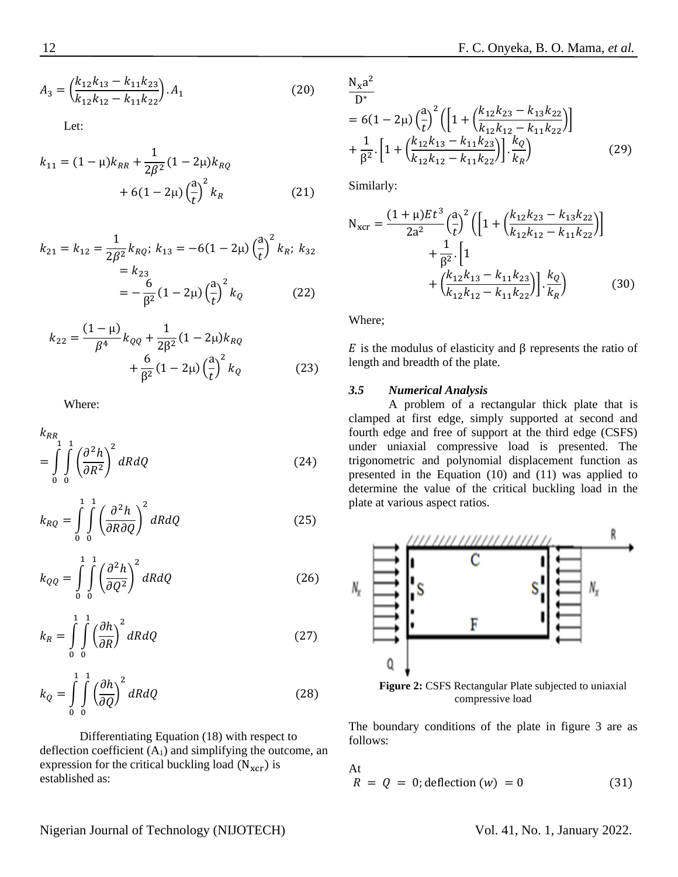$$A_3 = \left(\frac{k_{12}k_{13} - k_{11}k_{23}}{k_{12}k_{12} - k_{11}k_{22}}\right).A_1 \tag{20}$$

Let:

$$k_{11} = (1-\mu)k_{RR} + \frac{1}{2\beta^2}(1-2\mu)k_{RQ} + 6(1-2\mu)\left(\frac{a}{t}\right)^2 k_R \tag{21}$$

$$k_{21} = k_{12} = \frac{1}{2\beta^2}k_{RQ};\ k_{13} = -6(1-2\mu)\left(\frac{a}{t}\right)^2 k_R;\ k_{32} = k_{23} = -\frac{6}{\beta^2}(1-2\mu)\left(\frac{a}{t}\right)^2 k_Q \tag{22}$$

$$k_{22} = \frac{(1-\mu)}{\beta^4}k_{QQ} + \frac{1}{2\beta^2}(1-2\mu)k_{RQ} + \frac{6}{\beta^2}(1-2\mu)\left(\frac{a}{t}\right)^2 k_Q \tag{23}$$

Where:

$$k_{RR} = \int_0^1\int_0^1 \left(\frac{\partial^2 h}{\partial R^2}\right)^2 dRdQ \tag{24}$$

$$k_{RQ} = \int_0^1\int_0^1 \left(\frac{\partial^2 h}{\partial R \partial Q}\right)^2 dRdQ \tag{25}$$

$$k_{QQ} = \int_0^1\int_0^1 \left(\frac{\partial^2 h}{\partial Q^2}\right)^2 dRdQ \tag{26}$$

$$k_R = \int_0^1\int_0^1 \left(\frac{\partial h}{\partial R}\right)^2 dRdQ \tag{27}$$

$$k_Q = \int_0^1\int_0^1 \left(\frac{\partial h}{\partial Q}\right)^2 dRdQ \tag{28}$$

Differentiating Equation (18) with respect to deflection coefficient ($A_1$) and simplifying the outcome, an expression for the critical buckling load ($N_{xcr}$) is established as:

$$\frac{N_x a^2}{D^*} = 6(1-2\mu)\left(\frac{a}{t}\right)^2\left(\left[1 + \left(\frac{k_{12}k_{23} - k_{13}k_{22}}{k_{12}k_{12} - k_{11}k_{22}}\right)\right] + \frac{1}{\beta^2}.\left[1 + \left(\frac{k_{12}k_{13} - k_{11}k_{23}}{k_{12}k_{12} - k_{11}k_{22}}\right)\right].\frac{k_Q}{k_R}\right) \tag{29}$$

Similarly:

$$N_{xcr} = \frac{(1+\mu)Et^3}{2a^2}\left(\frac{a}{t}\right)^2\left(\left[1 + \left(\frac{k_{12}k_{23} - k_{13}k_{22}}{k_{12}k_{12} - k_{11}k_{22}}\right)\right] + \frac{1}{\beta^2}.\left[1 + \left(\frac{k_{12}k_{13} - k_{11}k_{23}}{k_{12}k_{12} - k_{11}k_{22}}\right)\right].\frac{k_Q}{k_R}\right) \tag{30}$$

Where;

$E$ is the modulus of elasticity and $\beta$ represents the ratio of length and breadth of the plate.

### 3.5 Numerical Analysis

A problem of a rectangular thick plate that is clamped at first edge, simply supported at second and fourth edge and free of support at the third edge (CSFS) under uniaxial compressive load is presented. The trigonometric and polynomial displacement function as presented in the Equation (10) and (11) was applied to determine the value of the critical buckling load in the plate at various aspect ratios.

**Figure 2:** CSFS Rectangular Plate subjected to uniaxial compressive load

The boundary conditions of the plate in figure 3 are as follows:

At

$$R = Q = 0; \text{deflection } (w) = 0 \tag{31}$$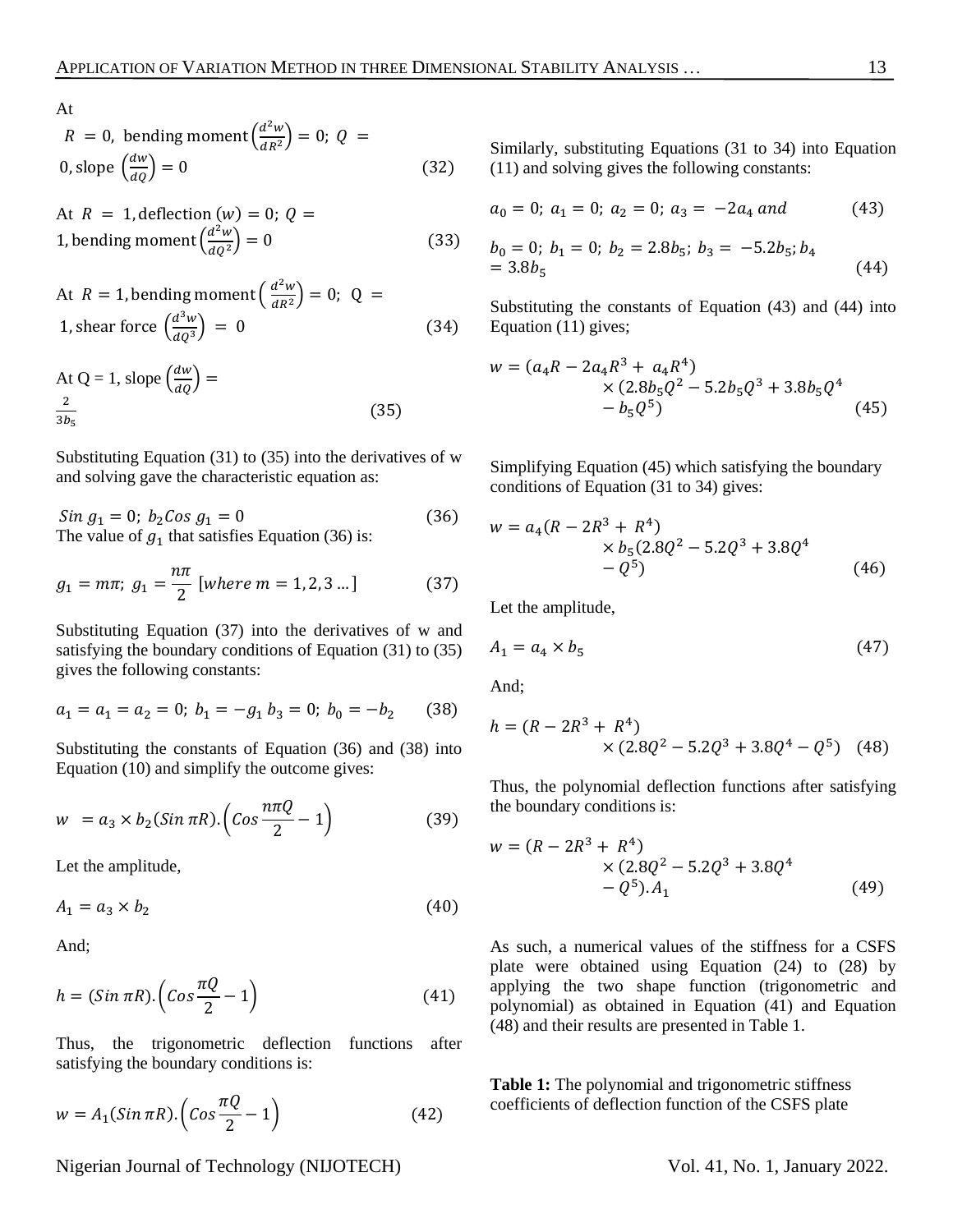At

$R = 0$, bending moment $\left(\frac{d^2w}{dR^2}\right) = 0$; $Q = 0$, slope $\left(\frac{dw}{dQ}\right) = 0$ $\quad (32)$

At $R = 1$, deflection $(w) = 0$; $Q = 1$, bending moment $\left(\frac{d^2w}{dQ^2}\right) = 0$ $\quad (33)$

At $R = 1$, bending moment $\left(\frac{d^2w}{dR^2}\right) = 0$; $Q = 1$, shear force $\left(\frac{d^3w}{dQ^3}\right) = 0$ $\quad (34)$

At Q = 1, slope $\left(\frac{dw}{dQ}\right) = \frac{2}{3b_5}$ $\quad (35)$

Substituting Equation (31) to (35) into the derivatives of w and solving gave the characteristic equation as:

$$Sin\ g_1 = 0;\ b_2 Cos\ g_1 = 0 \quad (36)$$

The value of $g_1$ that satisfies Equation (36) is:

$$g_1 = m\pi;\ g_1 = \frac{n\pi}{2}\ [where\ m = 1,2,3 \ldots] \quad (37)$$

Substituting Equation (37) into the derivatives of w and satisfying the boundary conditions of Equation (31) to (35) gives the following constants:

$$a_1 = a_1 = a_2 = 0;\ b_1 = -g_1\ b_3 = 0;\ b_0 = -b_2 \quad (38)$$

Substituting the constants of Equation (36) and (38) into Equation (10) and simplify the outcome gives:

$$w = a_3 \times b_2 (Sin\ \pi R).\left(Cos \frac{n\pi Q}{2} - 1\right) \quad (39)$$

Let the amplitude,

$$A_1 = a_3 \times b_2 \quad (40)$$

And;

$$h = (Sin\ \pi R).\left(Cos \frac{\pi Q}{2} - 1\right) \quad (41)$$

Thus, the trigonometric deflection functions after satisfying the boundary conditions is:

$$w = A_1 (Sin\ \pi R).\left(Cos \frac{\pi Q}{2} - 1\right) \quad (42)$$

Similarly, substituting Equations (31 to 34) into Equation (11) and solving gives the following constants:

$$a_0 = 0;\ a_1 = 0;\ a_2 = 0;\ a_3 = -2a_4\ and \quad (43)$$

$$b_0 = 0;\ b_1 = 0;\ b_2 = 2.8b_5;\ b_3 = -5.2b_5;\ b_4 = 3.8b_5 \quad (44)$$

Substituting the constants of Equation (43) and (44) into Equation (11) gives;

$$w = (a_4 R - 2a_4 R^3 + a_4 R^4) \times (2.8b_5 Q^2 - 5.2b_5 Q^3 + 3.8b_5 Q^4 - b_5 Q^5) \quad (45)$$

Simplifying Equation (45) which satisfying the boundary conditions of Equation (31 to 34) gives:

$$w = a_4 (R - 2R^3 + R^4) \times b_5 (2.8Q^2 - 5.2Q^3 + 3.8Q^4 - Q^5) \quad (46)$$

Let the amplitude,

$$A_1 = a_4 \times b_5 \quad (47)$$

And;

$$h = (R - 2R^3 + R^4) \times (2.8Q^2 - 5.2Q^3 + 3.8Q^4 - Q^5) \quad (48)$$

Thus, the polynomial deflection functions after satisfying the boundary conditions is:

$$w = (R - 2R^3 + R^4) \times (2.8Q^2 - 5.2Q^3 + 3.8Q^4 - Q^5).A_1 \quad (49)$$

As such, a numerical values of the stiffness for a CSFS plate were obtained using Equation (24) to (28) by applying the two shape function (trigonometric and polynomial) as obtained in Equation (41) and Equation (48) and their results are presented in Table 1.

**Table 1:** The polynomial and trigonometric stiffness coefficients of deflection function of the CSFS plate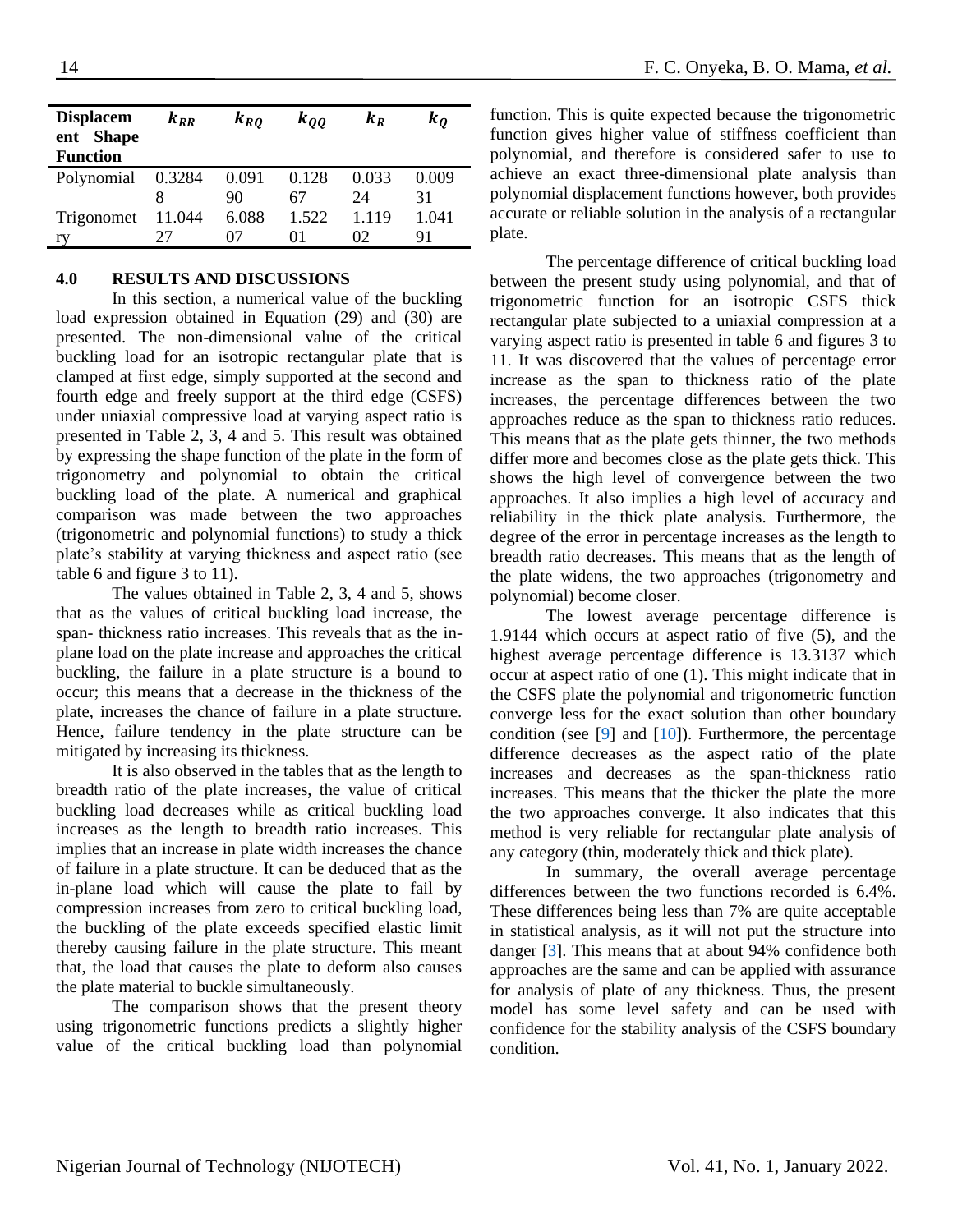| Displacement Shape Function | $k_{RR}$ | $k_{RQ}$ | $k_{QQ}$ | $k_R$ | $k_Q$ |
|---|---|---|---|---|---|
| Polynomial | 0.32848 | 0.09190 | 0.12867 | 0.03324 | 0.00931 |
| Trigonometry | 11.04427 | 6.08807 | 1.52201 | 1.11902 | 1.04191 |

## 4.0 RESULTS AND DISCUSSIONS

In this section, a numerical value of the buckling load expression obtained in Equation (29) and (30) are presented. The non-dimensional value of the critical buckling load for an isotropic rectangular plate that is clamped at first edge, simply supported at the second and fourth edge and freely support at the third edge (CSFS) under uniaxial compressive load at varying aspect ratio is presented in Table 2, 3, 4 and 5. This result was obtained by expressing the shape function of the plate in the form of trigonometry and polynomial to obtain the critical buckling load of the plate. A numerical and graphical comparison was made between the two approaches (trigonometric and polynomial functions) to study a thick plate's stability at varying thickness and aspect ratio (see table 6 and figure 3 to 11).

The values obtained in Table 2, 3, 4 and 5, shows that as the values of critical buckling load increase, the span- thickness ratio increases. This reveals that as the in-plane load on the plate increase and approaches the critical buckling, the failure in a plate structure is a bound to occur; this means that a decrease in the thickness of the plate, increases the chance of failure in a plate structure. Hence, failure tendency in the plate structure can be mitigated by increasing its thickness.

It is also observed in the tables that as the length to breadth ratio of the plate increases, the value of critical buckling load decreases while as critical buckling load increases as the length to breadth ratio increases. This implies that an increase in plate width increases the chance of failure in a plate structure. It can be deduced that as the in-plane load which will cause the plate to fail by compression increases from zero to critical buckling load, the buckling of the plate exceeds specified elastic limit thereby causing failure in the plate structure. This meant that, the load that causes the plate to deform also causes the plate material to buckle simultaneously.

The comparison shows that the present theory using trigonometric functions predicts a slightly higher value of the critical buckling load than polynomial function. This is quite expected because the trigonometric function gives higher value of stiffness coefficient than polynomial, and therefore is considered safer to use to achieve an exact three-dimensional plate analysis than polynomial displacement functions however, both provides accurate or reliable solution in the analysis of a rectangular plate.

The percentage difference of critical buckling load between the present study using polynomial, and that of trigonometric function for an isotropic CSFS thick rectangular plate subjected to a uniaxial compression at a varying aspect ratio is presented in table 6 and figures 3 to 11. It was discovered that the values of percentage error increase as the span to thickness ratio of the plate increases, the percentage differences between the two approaches reduce as the span to thickness ratio reduces. This means that as the plate gets thinner, the two methods differ more and becomes close as the plate gets thick. This shows the high level of convergence between the two approaches. It also implies a high level of accuracy and reliability in the thick plate analysis. Furthermore, the degree of the error in percentage increases as the length to breadth ratio decreases. This means that as the length of the plate widens, the two approaches (trigonometry and polynomial) become closer.

The lowest average percentage difference is 1.9144 which occurs at aspect ratio of five (5), and the highest average percentage difference is 13.3137 which occur at aspect ratio of one (1). This might indicate that in the CSFS plate the polynomial and trigonometric function converge less for the exact solution than other boundary condition (see [9] and [10]). Furthermore, the percentage difference decreases as the aspect ratio of the plate increases and decreases as the span-thickness ratio increases. This means that the thicker the plate the more the two approaches converge. It also indicates that this method is very reliable for rectangular plate analysis of any category (thin, moderately thick and thick plate).

In summary, the overall average percentage differences between the two functions recorded is 6.4%. These differences being less than 7% are quite acceptable in statistical analysis, as it will not put the structure into danger [3]. This means that at about 94% confidence both approaches are the same and can be applied with assurance for analysis of plate of any thickness. Thus, the present model has some level safety and can be used with confidence for the stability analysis of the CSFS boundary condition.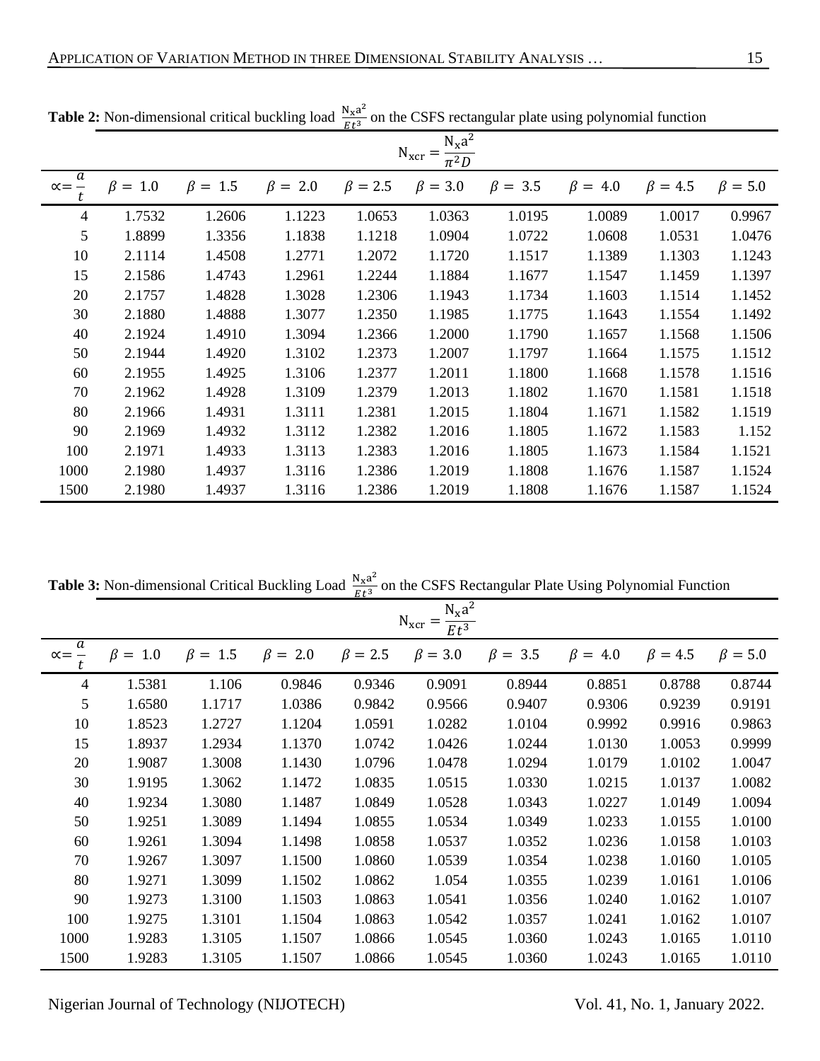**Table 2:** Non-dimensional critical buckling load $\frac{N_x a^2}{Et^3}$ on the CSFS rectangular plate using polynomial function

| | $N_{xcr} = \frac{N_x a^2}{\pi^2 D}$ | | | | | | | | |
|---|---|---|---|---|---|---|---|---|---|
| $\propto = \frac{a}{t}$ | $\beta = 1.0$ | $\beta = 1.5$ | $\beta = 2.0$ | $\beta = 2.5$ | $\beta = 3.0$ | $\beta = 3.5$ | $\beta = 4.0$ | $\beta = 4.5$ | $\beta = 5.0$ |
| 4 | 1.7532 | 1.2606 | 1.1223 | 1.0653 | 1.0363 | 1.0195 | 1.0089 | 1.0017 | 0.9967 |
| 5 | 1.8899 | 1.3356 | 1.1838 | 1.1218 | 1.0904 | 1.0722 | 1.0608 | 1.0531 | 1.0476 |
| 10 | 2.1114 | 1.4508 | 1.2771 | 1.2072 | 1.1720 | 1.1517 | 1.1389 | 1.1303 | 1.1243 |
| 15 | 2.1586 | 1.4743 | 1.2961 | 1.2244 | 1.1884 | 1.1677 | 1.1547 | 1.1459 | 1.1397 |
| 20 | 2.1757 | 1.4828 | 1.3028 | 1.2306 | 1.1943 | 1.1734 | 1.1603 | 1.1514 | 1.1452 |
| 30 | 2.1880 | 1.4888 | 1.3077 | 1.2350 | 1.1985 | 1.1775 | 1.1643 | 1.1554 | 1.1492 |
| 40 | 2.1924 | 1.4910 | 1.3094 | 1.2366 | 1.2000 | 1.1790 | 1.1657 | 1.1568 | 1.1506 |
| 50 | 2.1944 | 1.4920 | 1.3102 | 1.2373 | 1.2007 | 1.1797 | 1.1664 | 1.1575 | 1.1512 |
| 60 | 2.1955 | 1.4925 | 1.3106 | 1.2377 | 1.2011 | 1.1800 | 1.1668 | 1.1578 | 1.1516 |
| 70 | 2.1962 | 1.4928 | 1.3109 | 1.2379 | 1.2013 | 1.1802 | 1.1670 | 1.1581 | 1.1518 |
| 80 | 2.1966 | 1.4931 | 1.3111 | 1.2381 | 1.2015 | 1.1804 | 1.1671 | 1.1582 | 1.1519 |
| 90 | 2.1969 | 1.4932 | 1.3112 | 1.2382 | 1.2016 | 1.1805 | 1.1672 | 1.1583 | 1.152 |
| 100 | 2.1971 | 1.4933 | 1.3113 | 1.2383 | 1.2016 | 1.1805 | 1.1673 | 1.1584 | 1.1521 |
| 1000 | 2.1980 | 1.4937 | 1.3116 | 1.2386 | 1.2019 | 1.1808 | 1.1676 | 1.1587 | 1.1524 |
| 1500 | 2.1980 | 1.4937 | 1.3116 | 1.2386 | 1.2019 | 1.1808 | 1.1676 | 1.1587 | 1.1524 |

**Table 3:** Non-dimensional Critical Buckling Load $\frac{N_x a^2}{Et^3}$ on the CSFS Rectangular Plate Using Polynomial Function

| | $N_{xcr} = \frac{N_x a^2}{Et^3}$ | | | | | | | | |
|---|---|---|---|---|---|---|---|---|---|
| $\propto = \frac{a}{t}$ | $\beta = 1.0$ | $\beta = 1.5$ | $\beta = 2.0$ | $\beta = 2.5$ | $\beta = 3.0$ | $\beta = 3.5$ | $\beta = 4.0$ | $\beta = 4.5$ | $\beta = 5.0$ |
| 4 | 1.5381 | 1.106 | 0.9846 | 0.9346 | 0.9091 | 0.8944 | 0.8851 | 0.8788 | 0.8744 |
| 5 | 1.6580 | 1.1717 | 1.0386 | 0.9842 | 0.9566 | 0.9407 | 0.9306 | 0.9239 | 0.9191 |
| 10 | 1.8523 | 1.2727 | 1.1204 | 1.0591 | 1.0282 | 1.0104 | 0.9992 | 0.9916 | 0.9863 |
| 15 | 1.8937 | 1.2934 | 1.1370 | 1.0742 | 1.0426 | 1.0244 | 1.0130 | 1.0053 | 0.9999 |
| 20 | 1.9087 | 1.3008 | 1.1430 | 1.0796 | 1.0478 | 1.0294 | 1.0179 | 1.0102 | 1.0047 |
| 30 | 1.9195 | 1.3062 | 1.1472 | 1.0835 | 1.0515 | 1.0330 | 1.0215 | 1.0137 | 1.0082 |
| 40 | 1.9234 | 1.3080 | 1.1487 | 1.0849 | 1.0528 | 1.0343 | 1.0227 | 1.0149 | 1.0094 |
| 50 | 1.9251 | 1.3089 | 1.1494 | 1.0855 | 1.0534 | 1.0349 | 1.0233 | 1.0155 | 1.0100 |
| 60 | 1.9261 | 1.3094 | 1.1498 | 1.0858 | 1.0537 | 1.0352 | 1.0236 | 1.0158 | 1.0103 |
| 70 | 1.9267 | 1.3097 | 1.1500 | 1.0860 | 1.0539 | 1.0354 | 1.0238 | 1.0160 | 1.0105 |
| 80 | 1.9271 | 1.3099 | 1.1502 | 1.0862 | 1.054 | 1.0355 | 1.0239 | 1.0161 | 1.0106 |
| 90 | 1.9273 | 1.3100 | 1.1503 | 1.0863 | 1.0541 | 1.0356 | 1.0240 | 1.0162 | 1.0107 |
| 100 | 1.9275 | 1.3101 | 1.1504 | 1.0863 | 1.0542 | 1.0357 | 1.0241 | 1.0162 | 1.0107 |
| 1000 | 1.9283 | 1.3105 | 1.1507 | 1.0866 | 1.0545 | 1.0360 | 1.0243 | 1.0165 | 1.0110 |
| 1500 | 1.9283 | 1.3105 | 1.1507 | 1.0866 | 1.0545 | 1.0360 | 1.0243 | 1.0165 | 1.0110 |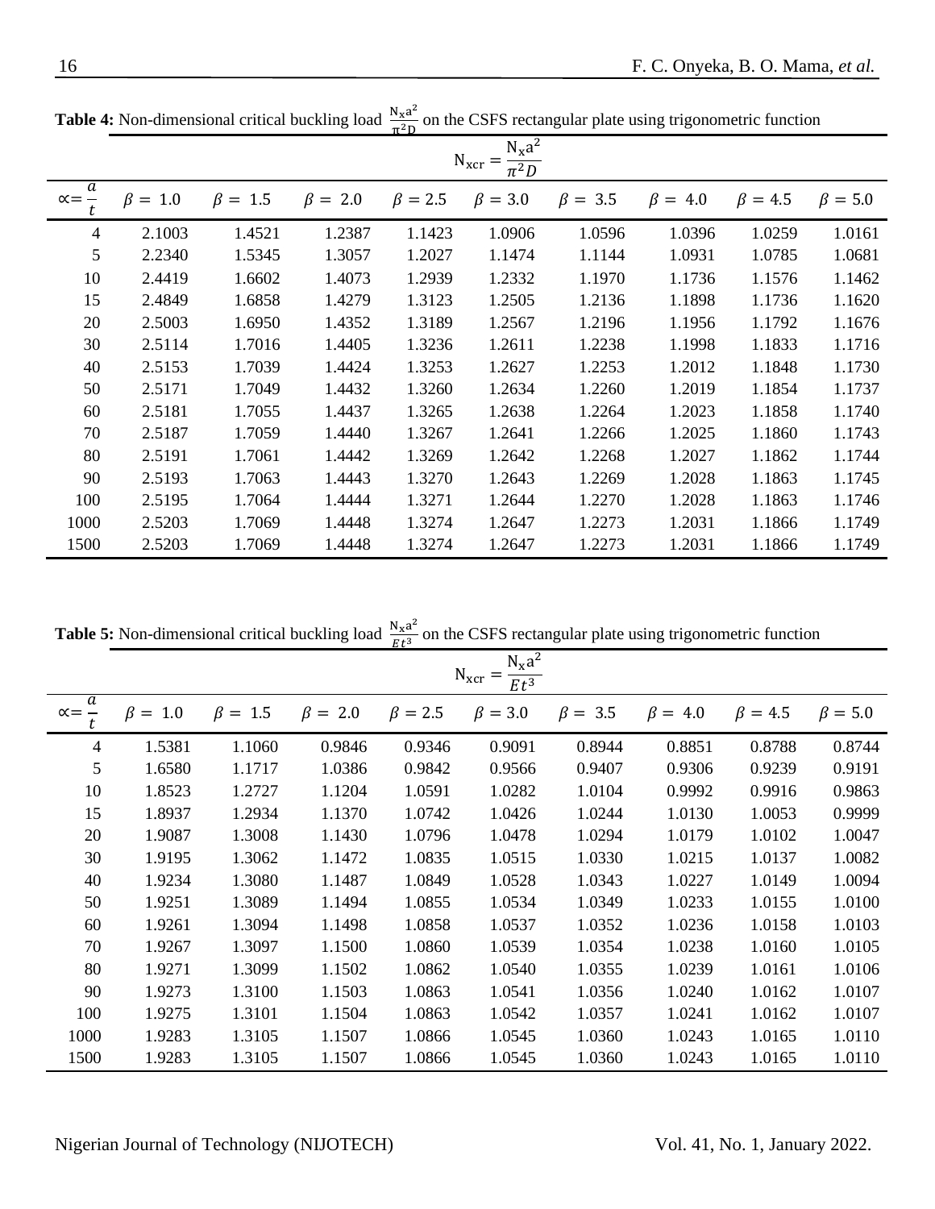**Table 4:** Non-dimensional critical buckling load $\frac{N_x a^2}{\pi^2 D}$ on the CSFS rectangular plate using trigonometric function

| | $N_{xcr} = \frac{N_x a^2}{\pi^2 D}$ | | | | | | | | |
|---|---|---|---|---|---|---|---|---|---|
| $\alpha = \frac{a}{t}$ | $\beta = 1.0$ | $\beta = 1.5$ | $\beta = 2.0$ | $\beta = 2.5$ | $\beta = 3.0$ | $\beta = 3.5$ | $\beta = 4.0$ | $\beta = 4.5$ | $\beta = 5.0$ |
| 4 | 2.1003 | 1.4521 | 1.2387 | 1.1423 | 1.0906 | 1.0596 | 1.0396 | 1.0259 | 1.0161 |
| 5 | 2.2340 | 1.5345 | 1.3057 | 1.2027 | 1.1474 | 1.1144 | 1.0931 | 1.0785 | 1.0681 |
| 10 | 2.4419 | 1.6602 | 1.4073 | 1.2939 | 1.2332 | 1.1970 | 1.1736 | 1.1576 | 1.1462 |
| 15 | 2.4849 | 1.6858 | 1.4279 | 1.3123 | 1.2505 | 1.2136 | 1.1898 | 1.1736 | 1.1620 |
| 20 | 2.5003 | 1.6950 | 1.4352 | 1.3189 | 1.2567 | 1.2196 | 1.1956 | 1.1792 | 1.1676 |
| 30 | 2.5114 | 1.7016 | 1.4405 | 1.3236 | 1.2611 | 1.2238 | 1.1998 | 1.1833 | 1.1716 |
| 40 | 2.5153 | 1.7039 | 1.4424 | 1.3253 | 1.2627 | 1.2253 | 1.2012 | 1.1848 | 1.1730 |
| 50 | 2.5171 | 1.7049 | 1.4432 | 1.3260 | 1.2634 | 1.2260 | 1.2019 | 1.1854 | 1.1737 |
| 60 | 2.5181 | 1.7055 | 1.4437 | 1.3265 | 1.2638 | 1.2264 | 1.2023 | 1.1858 | 1.1740 |
| 70 | 2.5187 | 1.7059 | 1.4440 | 1.3267 | 1.2641 | 1.2266 | 1.2025 | 1.1860 | 1.1743 |
| 80 | 2.5191 | 1.7061 | 1.4442 | 1.3269 | 1.2642 | 1.2268 | 1.2027 | 1.1862 | 1.1744 |
| 90 | 2.5193 | 1.7063 | 1.4443 | 1.3270 | 1.2643 | 1.2269 | 1.2028 | 1.1863 | 1.1745 |
| 100 | 2.5195 | 1.7064 | 1.4444 | 1.3271 | 1.2644 | 1.2270 | 1.2028 | 1.1863 | 1.1746 |
| 1000 | 2.5203 | 1.7069 | 1.4448 | 1.3274 | 1.2647 | 1.2273 | 1.2031 | 1.1866 | 1.1749 |
| 1500 | 2.5203 | 1.7069 | 1.4448 | 1.3274 | 1.2647 | 1.2273 | 1.2031 | 1.1866 | 1.1749 |

**Table 5:** Non-dimensional critical buckling load $\frac{N_x a^2}{Et^3}$ on the CSFS rectangular plate using trigonometric function

| | $N_{xcr} = \frac{N_x a^2}{Et^3}$ | | | | | | | | |
|---|---|---|---|---|---|---|---|---|---|
| $\alpha = \frac{a}{t}$ | $\beta = 1.0$ | $\beta = 1.5$ | $\beta = 2.0$ | $\beta = 2.5$ | $\beta = 3.0$ | $\beta = 3.5$ | $\beta = 4.0$ | $\beta = 4.5$ | $\beta = 5.0$ |
| 4 | 1.5381 | 1.1060 | 0.9846 | 0.9346 | 0.9091 | 0.8944 | 0.8851 | 0.8788 | 0.8744 |
| 5 | 1.6580 | 1.1717 | 1.0386 | 0.9842 | 0.9566 | 0.9407 | 0.9306 | 0.9239 | 0.9191 |
| 10 | 1.8523 | 1.2727 | 1.1204 | 1.0591 | 1.0282 | 1.0104 | 0.9992 | 0.9916 | 0.9863 |
| 15 | 1.8937 | 1.2934 | 1.1370 | 1.0742 | 1.0426 | 1.0244 | 1.0130 | 1.0053 | 0.9999 |
| 20 | 1.9087 | 1.3008 | 1.1430 | 1.0796 | 1.0478 | 1.0294 | 1.0179 | 1.0102 | 1.0047 |
| 30 | 1.9195 | 1.3062 | 1.1472 | 1.0835 | 1.0515 | 1.0330 | 1.0215 | 1.0137 | 1.0082 |
| 40 | 1.9234 | 1.3080 | 1.1487 | 1.0849 | 1.0528 | 1.0343 | 1.0227 | 1.0149 | 1.0094 |
| 50 | 1.9251 | 1.3089 | 1.1494 | 1.0855 | 1.0534 | 1.0349 | 1.0233 | 1.0155 | 1.0100 |
| 60 | 1.9261 | 1.3094 | 1.1498 | 1.0858 | 1.0537 | 1.0352 | 1.0236 | 1.0158 | 1.0103 |
| 70 | 1.9267 | 1.3097 | 1.1500 | 1.0860 | 1.0539 | 1.0354 | 1.0238 | 1.0160 | 1.0105 |
| 80 | 1.9271 | 1.3099 | 1.1502 | 1.0862 | 1.0540 | 1.0355 | 1.0239 | 1.0161 | 1.0106 |
| 90 | 1.9273 | 1.3100 | 1.1503 | 1.0863 | 1.0541 | 1.0356 | 1.0240 | 1.0162 | 1.0107 |
| 100 | 1.9275 | 1.3101 | 1.1504 | 1.0863 | 1.0542 | 1.0357 | 1.0241 | 1.0162 | 1.0107 |
| 1000 | 1.9283 | 1.3105 | 1.1507 | 1.0866 | 1.0545 | 1.0360 | 1.0243 | 1.0165 | 1.0110 |
| 1500 | 1.9283 | 1.3105 | 1.1507 | 1.0866 | 1.0545 | 1.0360 | 1.0243 | 1.0165 | 1.0110 |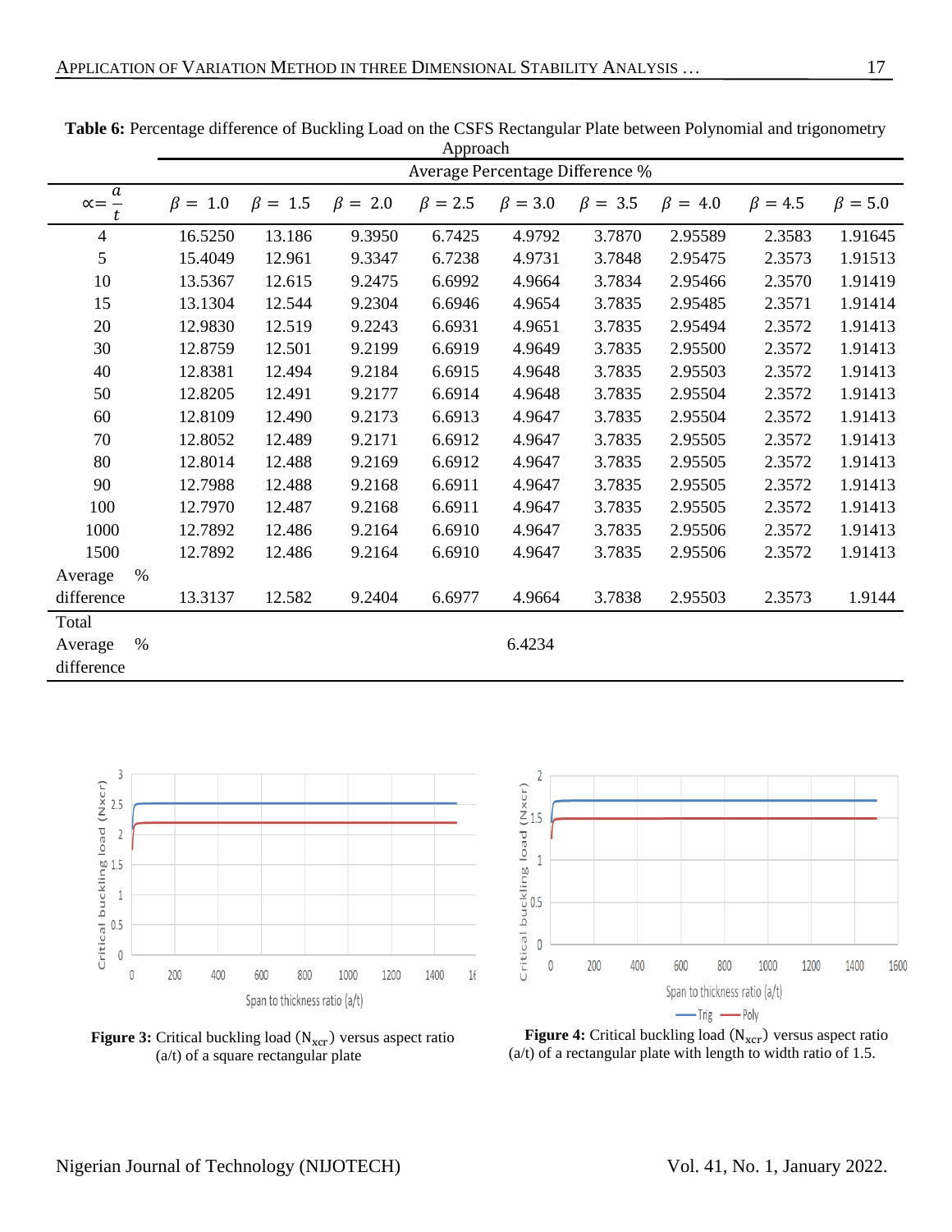**Table 6:** Percentage difference of Buckling Load on the CSFS Rectangular Plate between Polynomial and trigonometry Approach

| | Average Percentage Difference % | | | | | | | | |
|---|---|---|---|---|---|---|---|---|---|
| $\propto = \frac{a}{t}$ | $\beta = 1.0$ | $\beta = 1.5$ | $\beta = 2.0$ | $\beta = 2.5$ | $\beta = 3.0$ | $\beta = 3.5$ | $\beta = 4.0$ | $\beta = 4.5$ | $\beta = 5.0$ |
| 4 | 16.5250 | 13.186 | 9.3950 | 6.7425 | 4.9792 | 3.7870 | 2.95589 | 2.3583 | 1.91645 |
| 5 | 15.4049 | 12.961 | 9.3347 | 6.7238 | 4.9731 | 3.7848 | 2.95475 | 2.3573 | 1.91513 |
| 10 | 13.5367 | 12.615 | 9.2475 | 6.6992 | 4.9664 | 3.7834 | 2.95466 | 2.3570 | 1.91419 |
| 15 | 13.1304 | 12.544 | 9.2304 | 6.6946 | 4.9654 | 3.7835 | 2.95485 | 2.3571 | 1.91414 |
| 20 | 12.9830 | 12.519 | 9.2243 | 6.6931 | 4.9651 | 3.7835 | 2.95494 | 2.3572 | 1.91413 |
| 30 | 12.8759 | 12.501 | 9.2199 | 6.6919 | 4.9649 | 3.7835 | 2.95500 | 2.3572 | 1.91413 |
| 40 | 12.8381 | 12.494 | 9.2184 | 6.6915 | 4.9648 | 3.7835 | 2.95503 | 2.3572 | 1.91413 |
| 50 | 12.8205 | 12.491 | 9.2177 | 6.6914 | 4.9648 | 3.7835 | 2.95504 | 2.3572 | 1.91413 |
| 60 | 12.8109 | 12.490 | 9.2173 | 6.6913 | 4.9647 | 3.7835 | 2.95504 | 2.3572 | 1.91413 |
| 70 | 12.8052 | 12.489 | 9.2171 | 6.6912 | 4.9647 | 3.7835 | 2.95505 | 2.3572 | 1.91413 |
| 80 | 12.8014 | 12.488 | 9.2169 | 6.6912 | 4.9647 | 3.7835 | 2.95505 | 2.3572 | 1.91413 |
| 90 | 12.7988 | 12.488 | 9.2168 | 6.6911 | 4.9647 | 3.7835 | 2.95505 | 2.3572 | 1.91413 |
| 100 | 12.7970 | 12.487 | 9.2168 | 6.6911 | 4.9647 | 3.7835 | 2.95505 | 2.3572 | 1.91413 |
| 1000 | 12.7892 | 12.486 | 9.2164 | 6.6910 | 4.9647 | 3.7835 | 2.95506 | 2.3572 | 1.91413 |
| 1500 | 12.7892 | 12.486 | 9.2164 | 6.6910 | 4.9647 | 3.7835 | 2.95506 | 2.3572 | 1.91413 |
| Average % difference | 13.3137 | 12.582 | 9.2404 | 6.6977 | 4.9664 | 3.7838 | 2.95503 | 2.3573 | 1.9144 |
| Total Average % difference | | | | | 6.4234 | | | | |

**Figure 3:** Critical buckling load ($N_{xcr}$) versus aspect ratio (a/t) of a square rectangular plate

**Figure 4:** Critical buckling load ($N_{xcr}$) versus aspect ratio (a/t) of a rectangular plate with length to width ratio of 1.5.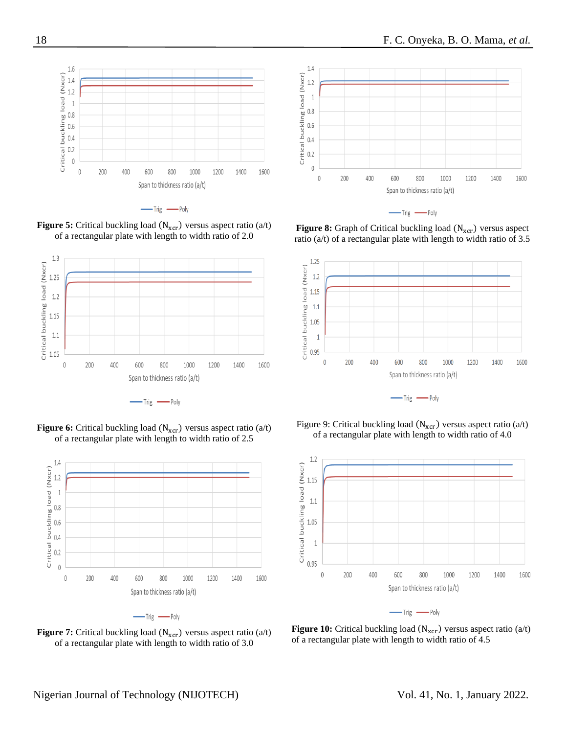**Figure 5:** Critical buckling load ($N_{xcr}$) versus aspect ratio (a/t) of a rectangular plate with length to width ratio of 2.0

**Figure 6:** Critical buckling load ($N_{xcr}$) versus aspect ratio (a/t) of a rectangular plate with length to width ratio of 2.5

**Figure 7:** Critical buckling load ($N_{xcr}$) versus aspect ratio (a/t) of a rectangular plate with length to width ratio of 3.0

**Figure 8:** Graph of Critical buckling load ($N_{xcr}$) versus aspect ratio (a/t) of a rectangular plate with length to width ratio of 3.5

Figure 9: Critical buckling load ($N_{xcr}$) versus aspect ratio (a/t) of a rectangular plate with length to width ratio of 4.0

**Figure 10:** Critical buckling load ($N_{xcr}$) versus aspect ratio (a/t) of a rectangular plate with length to width ratio of 4.5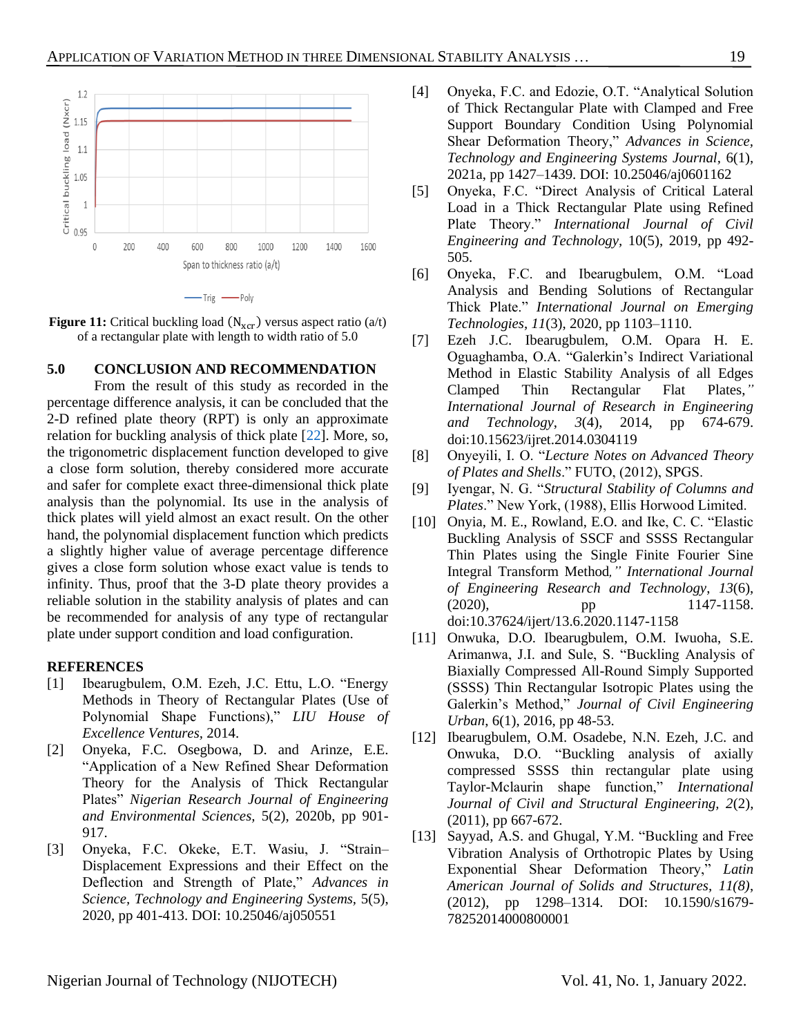Figure 11: Critical buckling load ($N_{xcr}$) versus aspect ratio (a/t) of a rectangular plate with length to width ratio of 5.0

## 5.0 CONCLUSION AND RECOMMENDATION

From the result of this study as recorded in the percentage difference analysis, it can be concluded that the 2-D refined plate theory (RPT) is only an approximate relation for buckling analysis of thick plate [22]. More, so, the trigonometric displacement function developed to give a close form solution, thereby considered more accurate and safer for complete exact three-dimensional thick plate analysis than the polynomial. Its use in the analysis of thick plates will yield almost an exact result. On the other hand, the polynomial displacement function which predicts a slightly higher value of average percentage difference gives a close form solution whose exact value is tends to infinity. Thus, proof that the 3-D plate theory provides a reliable solution in the stability analysis of plates and can be recommended for analysis of any type of rectangular plate under support condition and load configuration.

## REFERENCES

[1] Ibearugbulem, O.M. Ezeh, J.C. Ettu, L.O. "Energy Methods in Theory of Rectangular Plates (Use of Polynomial Shape Functions)," *LIU House of Excellence Ventures*, 2014.

[2] Onyeka, F.C. Osegbowa, D. and Arinze, E.E. "Application of a New Refined Shear Deformation Theory for the Analysis of Thick Rectangular Plates" *Nigerian Research Journal of Engineering and Environmental Sciences*, 5(2), 2020b, pp 901-917.

[3] Onyeka, F.C. Okeke, E.T. Wasiu, J. "Strain–Displacement Expressions and their Effect on the Deflection and Strength of Plate," *Advances in Science, Technology and Engineering Systems*, 5(5), 2020, pp 401-413. DOI: 10.25046/aj050551

[4] Onyeka, F.C. and Edozie, O.T. "Analytical Solution of Thick Rectangular Plate with Clamped and Free Support Boundary Condition Using Polynomial Shear Deformation Theory," *Advances in Science, Technology and Engineering Systems Journal*, 6(1), 2021a, pp 1427–1439. DOI: 10.25046/aj0601162

[5] Onyeka, F.C. "Direct Analysis of Critical Lateral Load in a Thick Rectangular Plate using Refined Plate Theory." *International Journal of Civil Engineering and Technology*, 10(5), 2019, pp 492-505.

[6] Onyeka, F.C. and Ibearugbulem, O.M. "Load Analysis and Bending Solutions of Rectangular Thick Plate." *International Journal on Emerging Technologies*, *11*(3), 2020, pp 1103–1110.

[7] Ezeh J.C. Ibearugbulem, O.M. Opara H. E. Oguaghamba, O.A. "Galerkin's Indirect Variational Method in Elastic Stability Analysis of all Edges Clamped Thin Rectangular Flat Plates," *International Journal of Research in Engineering and Technology*, *3*(4), 2014, pp 674-679. doi:10.15623/ijret.2014.0304119

[8] Onyeyili, I. O. "*Lecture Notes on Advanced Theory of Plates and Shells*." FUTO, (2012), SPGS.

[9] Iyengar, N. G. "*Structural Stability of Columns and Plates*." New York, (1988), Ellis Horwood Limited.

[10] Onyia, M. E., Rowland, E.O. and Ike, C. C. "Elastic Buckling Analysis of SSCF and SSSS Rectangular Thin Plates using the Single Finite Fourier Sine Integral Transform Method," *International Journal of Engineering Research and Technology*, *13*(6), (2020), pp 1147-1158. doi:10.37624/ijert/13.6.2020.1147-1158

[11] Onwuka, D.O. Ibearugbulem, O.M. Iwuoha, S.E. Arimanwa, J.I. and Sule, S. "Buckling Analysis of Biaxially Compressed All-Round Simply Supported (SSSS) Thin Rectangular Isotropic Plates using the Galerkin's Method," *Journal of Civil Engineering Urban*, 6(1), 2016, pp 48-53.

[12] Ibearugbulem, O.M. Osadebe, N.N. Ezeh, J.C. and Onwuka, D.O. "Buckling analysis of axially compressed SSSS thin rectangular plate using Taylor-Mclaurin shape function," *International Journal of Civil and Structural Engineering*, *2*(2), (2011), pp 667-672.

[13] Sayyad, A.S. and Ghugal, Y.M. "Buckling and Free Vibration Analysis of Orthotropic Plates by Using Exponential Shear Deformation Theory," *Latin American Journal of Solids and Structures*, *11(8)*, (2012), pp 1298–1314. DOI: 10.1590/s1679-78252014000800001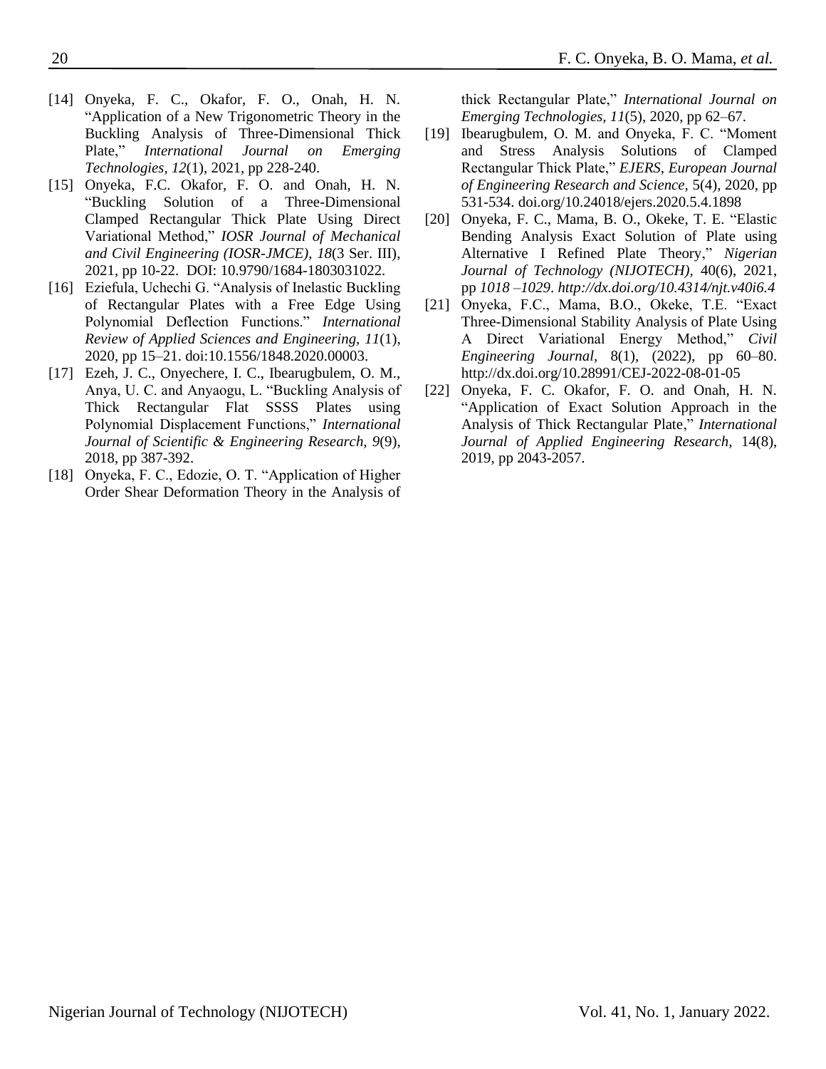[14] Onyeka, F. C., Okafor, F. O., Onah, H. N. "Application of a New Trigonometric Theory in the Buckling Analysis of Three-Dimensional Thick Plate," *International Journal on Emerging Technologies, 12*(1), 2021, pp 228-240.

[15] Onyeka, F.C. Okafor, F. O. and Onah, H. N. "Buckling Solution of a Three-Dimensional Clamped Rectangular Thick Plate Using Direct Variational Method," *IOSR Journal of Mechanical and Civil Engineering (IOSR-JMCE), 18*(3 Ser. III), 2021, pp 10-22. DOI: 10.9790/1684-1803031022.

[16] Eziefula, Uchechi G. "Analysis of Inelastic Buckling of Rectangular Plates with a Free Edge Using Polynomial Deflection Functions." *International Review of Applied Sciences and Engineering, 11*(1), 2020, pp 15–21. doi:10.1556/1848.2020.00003.

[17] Ezeh, J. C., Onyechere, I. C., Ibearugbulem, O. M., Anya, U. C. and Anyaogu, L. "Buckling Analysis of Thick Rectangular Flat SSSS Plates using Polynomial Displacement Functions," *International Journal of Scientific & Engineering Research, 9*(9), 2018, pp 387-392.

[18] Onyeka, F. C., Edozie, O. T. "Application of Higher Order Shear Deformation Theory in the Analysis of thick Rectangular Plate," *International Journal on Emerging Technologies, 11*(5), 2020, pp 62–67.

[19] Ibearugbulem, O. M. and Onyeka, F. C. "Moment and Stress Analysis Solutions of Clamped Rectangular Thick Plate," *EJERS, European Journal of Engineering Research and Science*, 5(4), 2020, pp 531-534. doi.org/10.24018/ejers.2020.5.4.1898

[20] Onyeka, F. C., Mama, B. O., Okeke, T. E. "Elastic Bending Analysis Exact Solution of Plate using Alternative I Refined Plate Theory," *Nigerian Journal of Technology (NIJOTECH)*, 40(6), 2021, pp *1018 –1029*. *http://dx.doi.org/10.4314/njt.v40i6.4*

[21] Onyeka, F.C., Mama, B.O., Okeke, T.E. "Exact Three-Dimensional Stability Analysis of Plate Using A Direct Variational Energy Method," *Civil Engineering Journal*, 8(1), (2022), pp 60–80. http://dx.doi.org/10.28991/CEJ-2022-08-01-05

[22] Onyeka, F. C. Okafor, F. O. and Onah, H. N. "Application of Exact Solution Approach in the Analysis of Thick Rectangular Plate," *International Journal of Applied Engineering Research,* 14(8), 2019, pp 2043-2057.